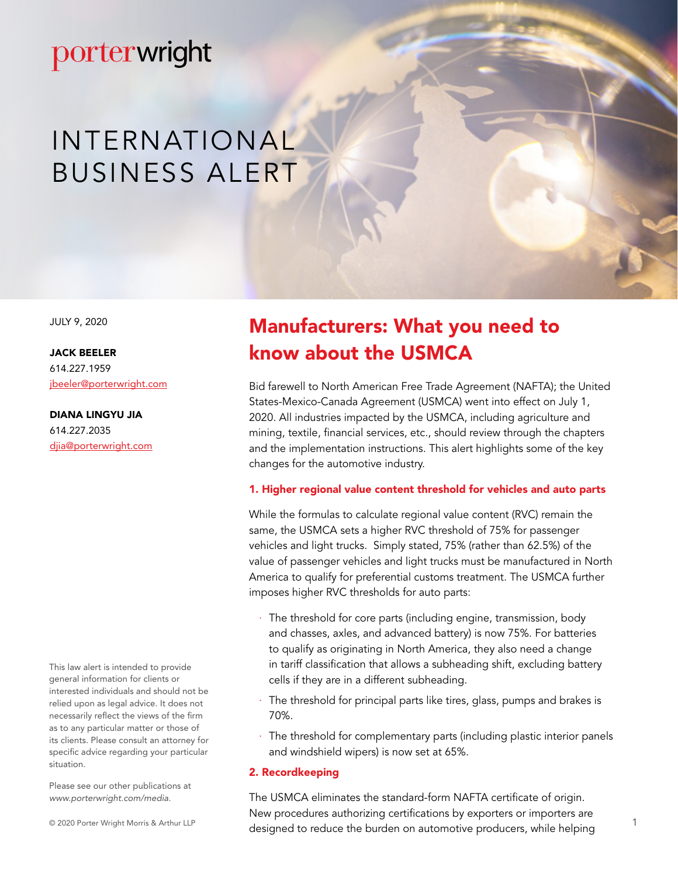porterwright

# INTERNATIONAL BUSINESS ALERT

JULY 9, 2020

**JACK BEELER**
614.227.1959
jbeeler@porterwright.com

**DIANA LINGYU JIA**
614.227.2035
djia@porterwright.com

This law alert is intended to provide general information for clients or interested individuals and should not be relied upon as legal advice. It does not necessarily reflect the views of the firm as to any particular matter or those of its clients. Please consult an attorney for specific advice regarding your particular situation.

Please see our other publications at *www.porterwright.com/media.*

© 2020 Porter Wright Morris & Arthur LLP

## Manufacturers: What you need to know about the USMCA

Bid farewell to North American Free Trade Agreement (NAFTA); the United States-Mexico-Canada Agreement (USMCA) went into effect on July 1, 2020. All industries impacted by the USMCA, including agriculture and mining, textile, financial services, etc., should review through the chapters and the implementation instructions. This alert highlights some of the key changes for the automotive industry.

### 1. Higher regional value content threshold for vehicles and auto parts

While the formulas to calculate regional value content (RVC) remain the same, the USMCA sets a higher RVC threshold of 75% for passenger vehicles and light trucks. Simply stated, 75% (rather than 62.5%) of the value of passenger vehicles and light trucks must be manufactured in North America to qualify for preferential customs treatment. The USMCA further imposes higher RVC thresholds for auto parts:

- The threshold for core parts (including engine, transmission, body and chasses, axles, and advanced battery) is now 75%. For batteries to qualify as originating in North America, they also need a change in tariff classification that allows a subheading shift, excluding battery cells if they are in a different subheading.
- The threshold for principal parts like tires, glass, pumps and brakes is 70%.
- The threshold for complementary parts (including plastic interior panels and windshield wipers) is now set at 65%.

### 2. Recordkeeping

The USMCA eliminates the standard-form NAFTA certificate of origin. New procedures authorizing certifications by exporters or importers are designed to reduce the burden on automotive producers, while helping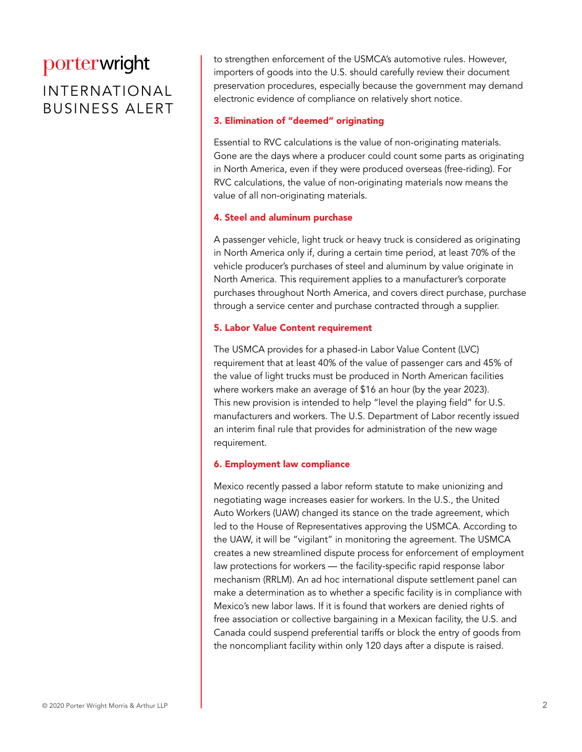to strengthen enforcement of the USMCA's automotive rules. However, importers of goods into the U.S. should carefully review their document preservation procedures, especially because the government may demand electronic evidence of compliance on relatively short notice.

### 3. Elimination of "deemed" originating

Essential to RVC calculations is the value of non-originating materials. Gone are the days where a producer could count some parts as originating in North America, even if they were produced overseas (free-riding). For RVC calculations, the value of non-originating materials now means the value of all non-originating materials.

### 4. Steel and aluminum purchase

A passenger vehicle, light truck or heavy truck is considered as originating in North America only if, during a certain time period, at least 70% of the vehicle producer's purchases of steel and aluminum by value originate in North America. This requirement applies to a manufacturer's corporate purchases throughout North America, and covers direct purchase, purchase through a service center and purchase contracted through a supplier.

### 5. Labor Value Content requirement

The USMCA provides for a phased-in Labor Value Content (LVC) requirement that at least 40% of the value of passenger cars and 45% of the value of light trucks must be produced in North American facilities where workers make an average of $16 an hour (by the year 2023). This new provision is intended to help "level the playing field" for U.S. manufacturers and workers. The U.S. Department of Labor recently issued an interim final rule that provides for administration of the new wage requirement.

### 6. Employment law compliance

Mexico recently passed a labor reform statute to make unionizing and negotiating wage increases easier for workers. In the U.S., the United Auto Workers (UAW) changed its stance on the trade agreement, which led to the House of Representatives approving the USMCA. According to the UAW, it will be "vigilant" in monitoring the agreement. The USMCA creates a new streamlined dispute process for enforcement of employment law protections for workers — the facility-specific rapid response labor mechanism (RRLM). An ad hoc international dispute settlement panel can make a determination as to whether a specific facility is in compliance with Mexico's new labor laws. If it is found that workers are denied rights of free association or collective bargaining in a Mexican facility, the U.S. and Canada could suspend preferential tariffs or block the entry of goods from the noncompliant facility within only 120 days after a dispute is raised.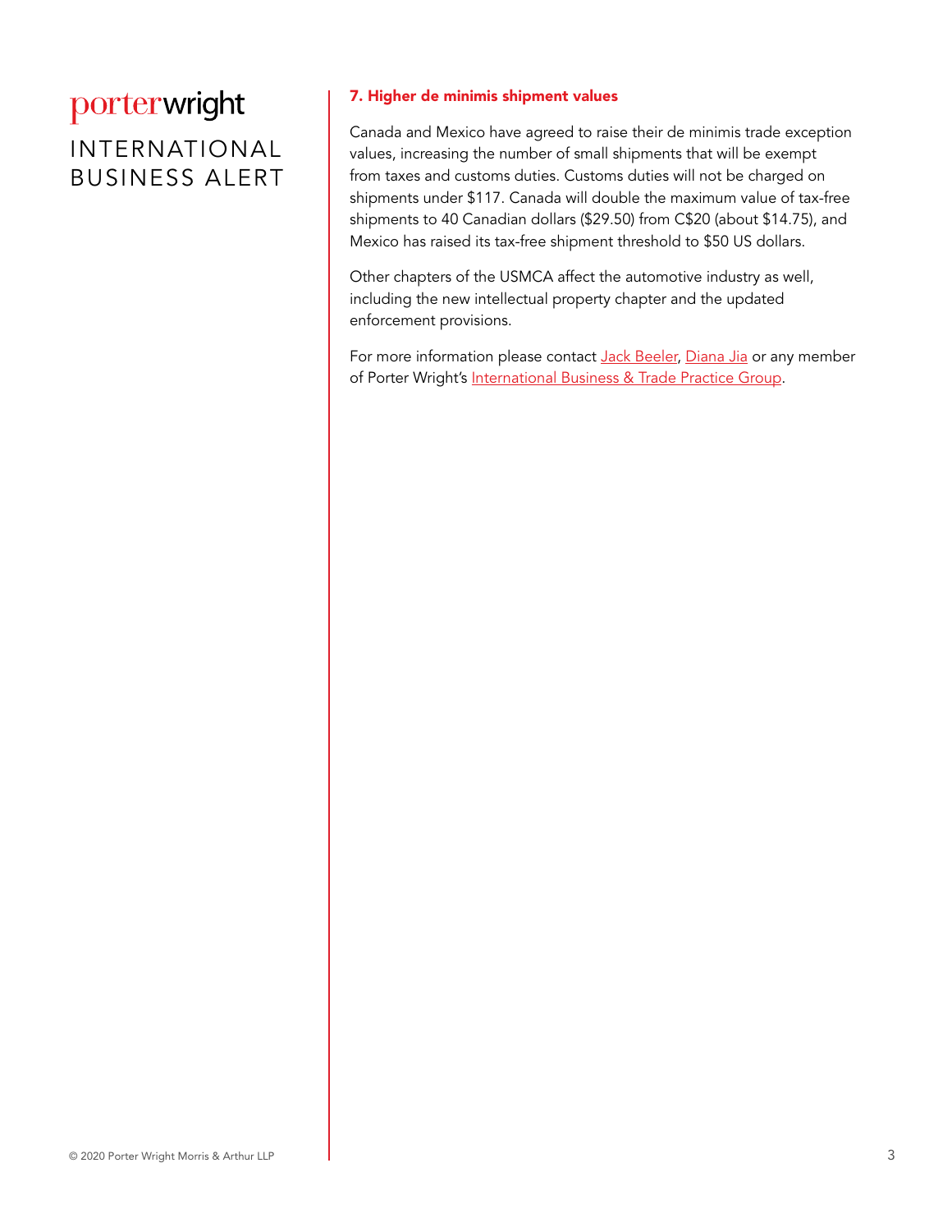### 7. Higher de minimis shipment values

Canada and Mexico have agreed to raise their de minimis trade exception values, increasing the number of small shipments that will be exempt from taxes and customs duties. Customs duties will not be charged on shipments under $117. Canada will double the maximum value of tax-free shipments to 40 Canadian dollars ($29.50) from C$20 (about $14.75), and Mexico has raised its tax-free shipment threshold to $50 US dollars.

Other chapters of the USMCA affect the automotive industry as well, including the new intellectual property chapter and the updated enforcement provisions.

For more information please contact Jack Beeler, Diana Jia or any member of Porter Wright's International Business & Trade Practice Group.